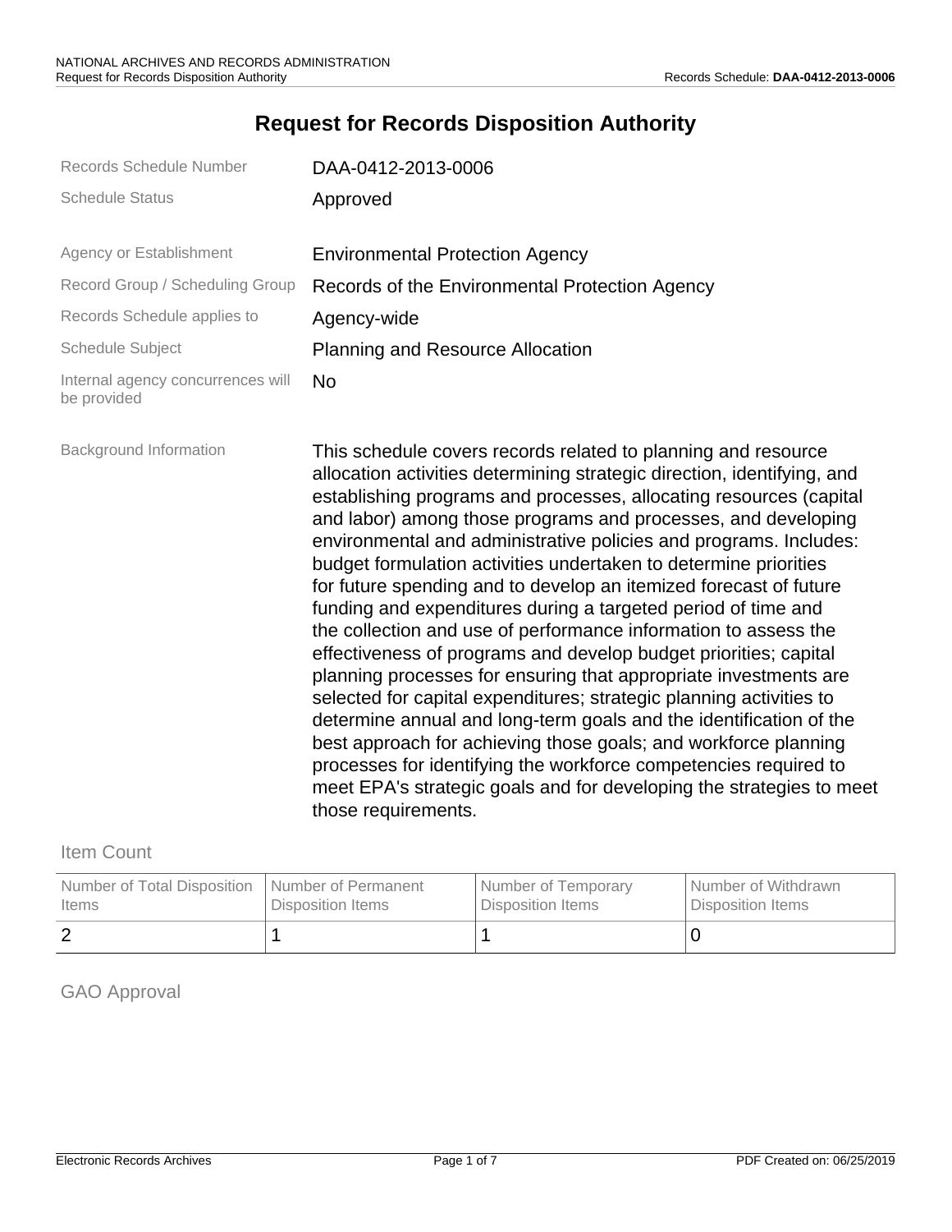# Request for Records Disposition Authority

| | |
|---|---|
| Records Schedule Number | DAA-0412-2013-0006 |
| Schedule Status | Approved |
| Agency or Establishment | Environmental Protection Agency |
| Record Group / Scheduling Group | Records of the Environmental Protection Agency |
| Records Schedule applies to | Agency-wide |
| Schedule Subject | Planning and Resource Allocation |
| Internal agency concurrences will be provided | No |
| Background Information | This schedule covers records related to planning and resource allocation activities determining strategic direction, identifying, and establishing programs and processes, allocating resources (capital and labor) among those programs and processes, and developing environmental and administrative policies and programs. Includes: budget formulation activities undertaken to determine priorities for future spending and to develop an itemized forecast of future funding and expenditures during a targeted period of time and the collection and use of performance information to assess the effectiveness of programs and develop budget priorities; capital planning processes for ensuring that appropriate investments are selected for capital expenditures; strategic planning activities to determine annual and long-term goals and the identification of the best approach for achieving those goals; and workforce planning processes for identifying the workforce competencies required to meet EPA's strategic goals and for developing the strategies to meet those requirements. |

## Item Count

| Number of Total Disposition Items | Number of Permanent Disposition Items | Number of Temporary Disposition Items | Number of Withdrawn Disposition Items |
|---|---|---|---|
| 2 | 1 | 1 | 0 |

## GAO Approval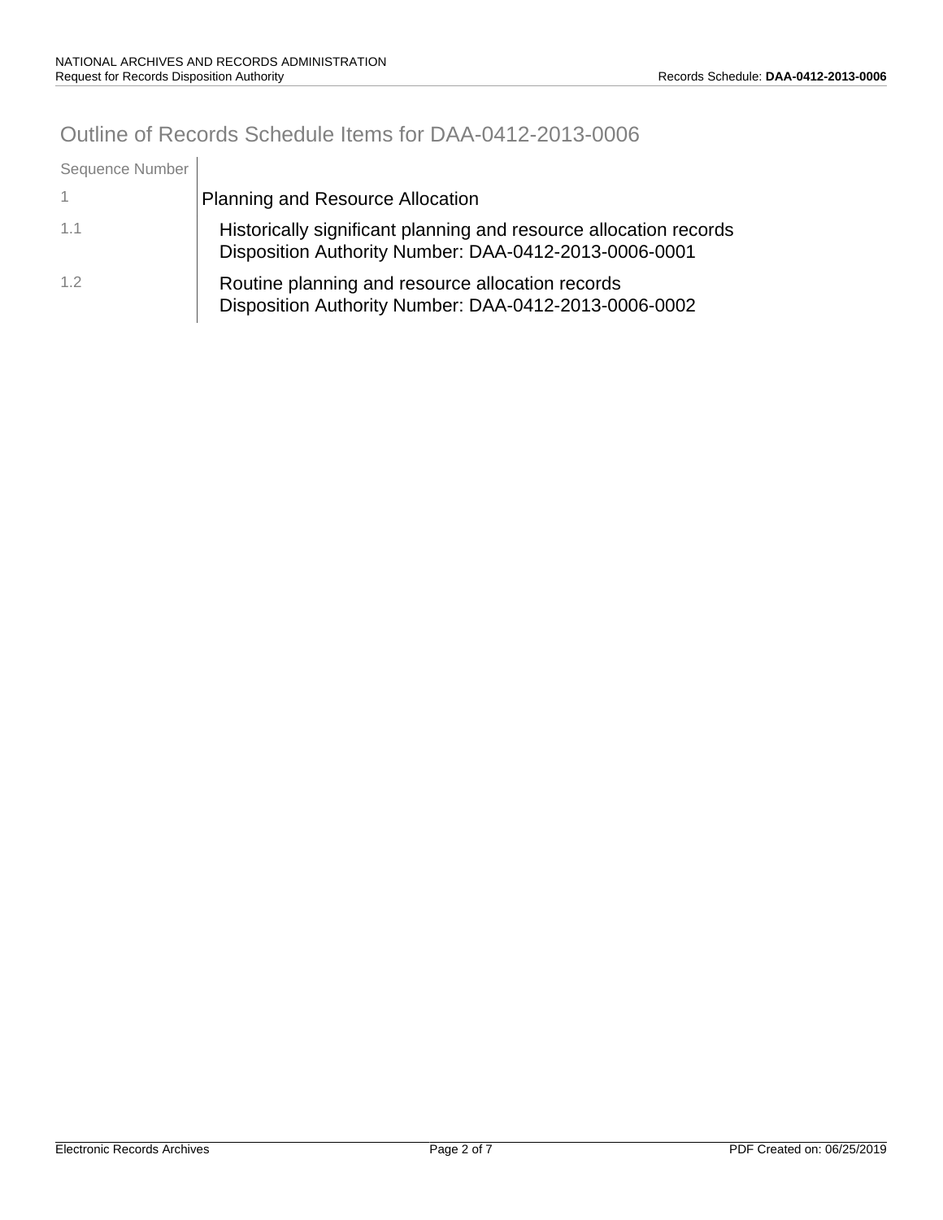# Outline of Records Schedule Items for DAA-0412-2013-0006

| Sequence Number | |
|---|---|
| 1 | Planning and Resource Allocation |
| 1.1 | Historically significant planning and resource allocation records<br>Disposition Authority Number: DAA-0412-2013-0006-0001 |
| 1.2 | Routine planning and resource allocation records<br>Disposition Authority Number: DAA-0412-2013-0006-0002 |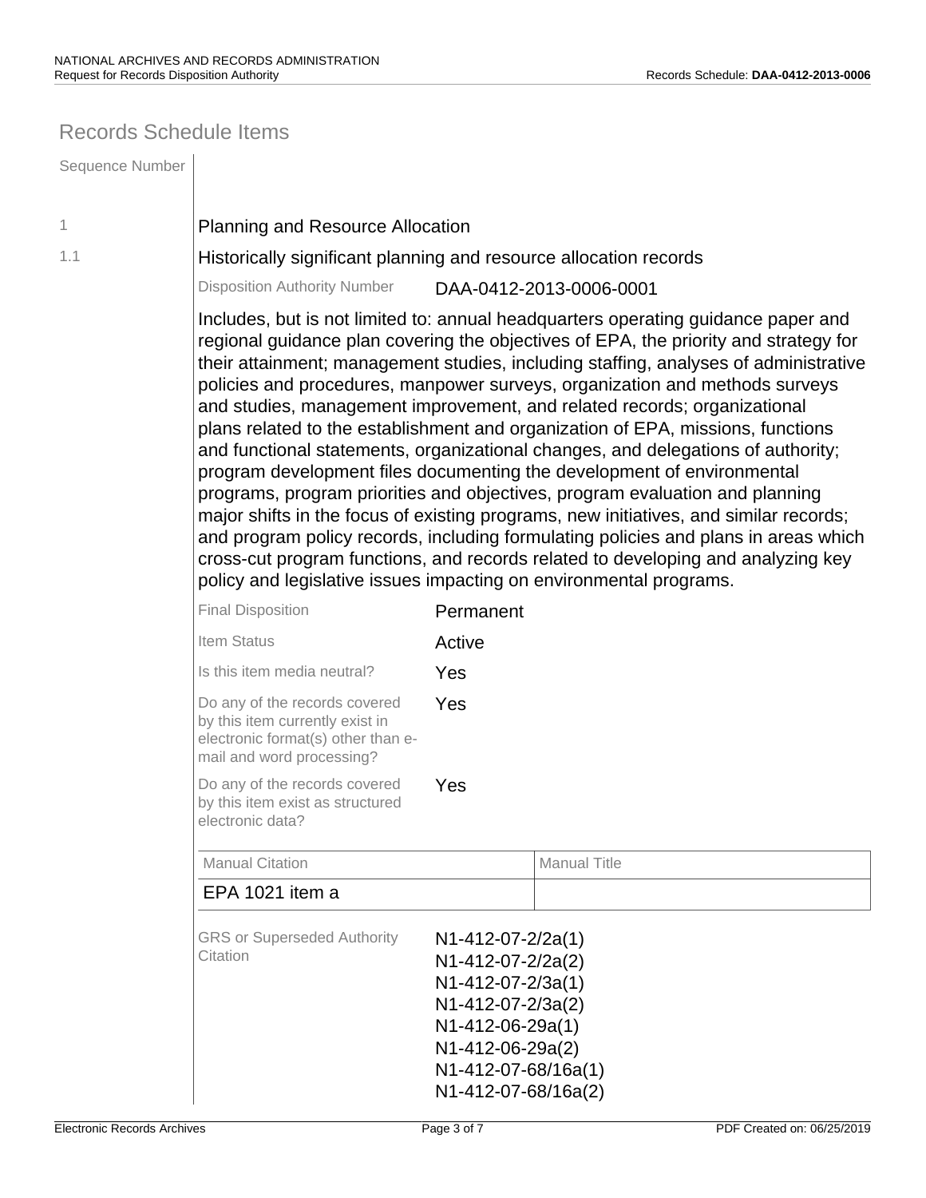## Records Schedule Items

| Sequence Number | |
|---|---|
| 1 | Planning and Resource Allocation |
| 1.1 | Historically significant planning and resource allocation records |

Disposition Authority Number: DAA-0412-2013-0006-0001

Includes, but is not limited to: annual headquarters operating guidance paper and regional guidance plan covering the objectives of EPA, the priority and strategy for their attainment; management studies, including staffing, analyses of administrative policies and procedures, manpower surveys, organization and methods surveys and studies, management improvement, and related records; organizational plans related to the establishment and organization of EPA, missions, functions and functional statements, organizational changes, and delegations of authority; program development files documenting the development of environmental programs, program priorities and objectives, program evaluation and planning major shifts in the focus of existing programs, new initiatives, and similar records; and program policy records, including formulating policies and plans in areas which cross-cut program functions, and records related to developing and analyzing key policy and legislative issues impacting on environmental programs.

| | |
|---|---|
| Final Disposition | Permanent |
| Item Status | Active |
| Is this item media neutral? | Yes |
| Do any of the records covered by this item currently exist in electronic format(s) other than e-mail and word processing? | Yes |
| Do any of the records covered by this item exist as structured electronic data? | Yes |

| Manual Citation | Manual Title |
|---|---|
| EPA 1021 item a | |

GRS or Superseded Authority Citation:

N1-412-07-2/2a(1)
N1-412-07-2/2a(2)
N1-412-07-2/3a(1)
N1-412-07-2/3a(2)
N1-412-06-29a(1)
N1-412-06-29a(2)
N1-412-07-68/16a(1)
N1-412-07-68/16a(2)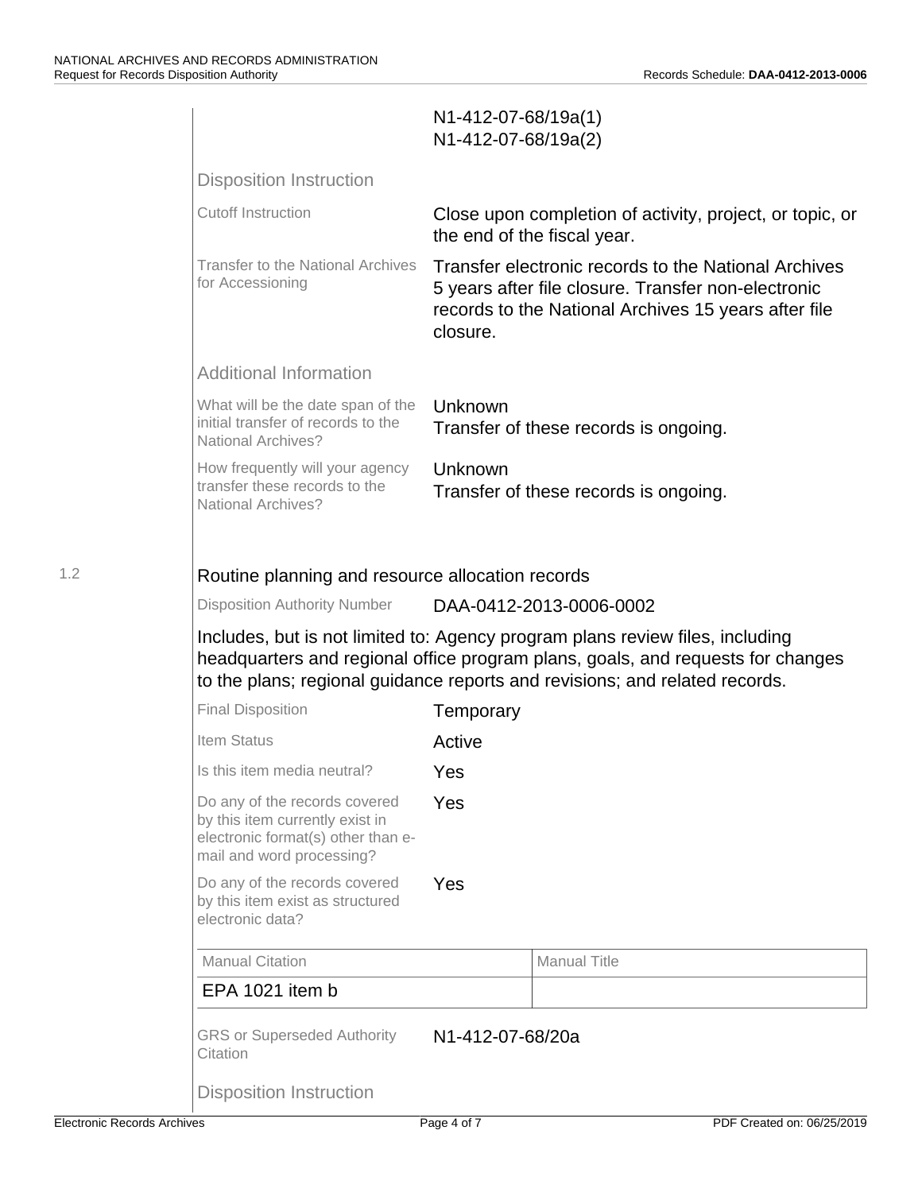N1-412-07-68/19a(1)
N1-412-07-68/19a(2)

### Disposition Instruction

**Cutoff Instruction:** Close upon completion of activity, project, or topic, or the end of the fiscal year.

**Transfer to the National Archives for Accessioning:** Transfer electronic records to the National Archives 5 years after file closure. Transfer non-electronic records to the National Archives 15 years after file closure.

### Additional Information

**What will be the date span of the initial transfer of records to the National Archives?** Unknown
Transfer of these records is ongoing.

**How frequently will your agency transfer these records to the National Archives?** Unknown
Transfer of these records is ongoing.

## 1.2 Routine planning and resource allocation records

**Disposition Authority Number:** DAA-0412-2013-0006-0002

Includes, but is not limited to: Agency program plans review files, including headquarters and regional office program plans, goals, and requests for changes to the plans; regional guidance reports and revisions; and related records.

**Final Disposition:** Temporary

**Item Status:** Active

**Is this item media neutral?** Yes

**Do any of the records covered by this item currently exist in electronic format(s) other than e-mail and word processing?** Yes

**Do any of the records covered by this item exist as structured electronic data?** Yes

| Manual Citation | Manual Title |
| --- | --- |
| EPA 1021 item b | |

**GRS or Superseded Authority Citation:** N1-412-07-68/20a

### Disposition Instruction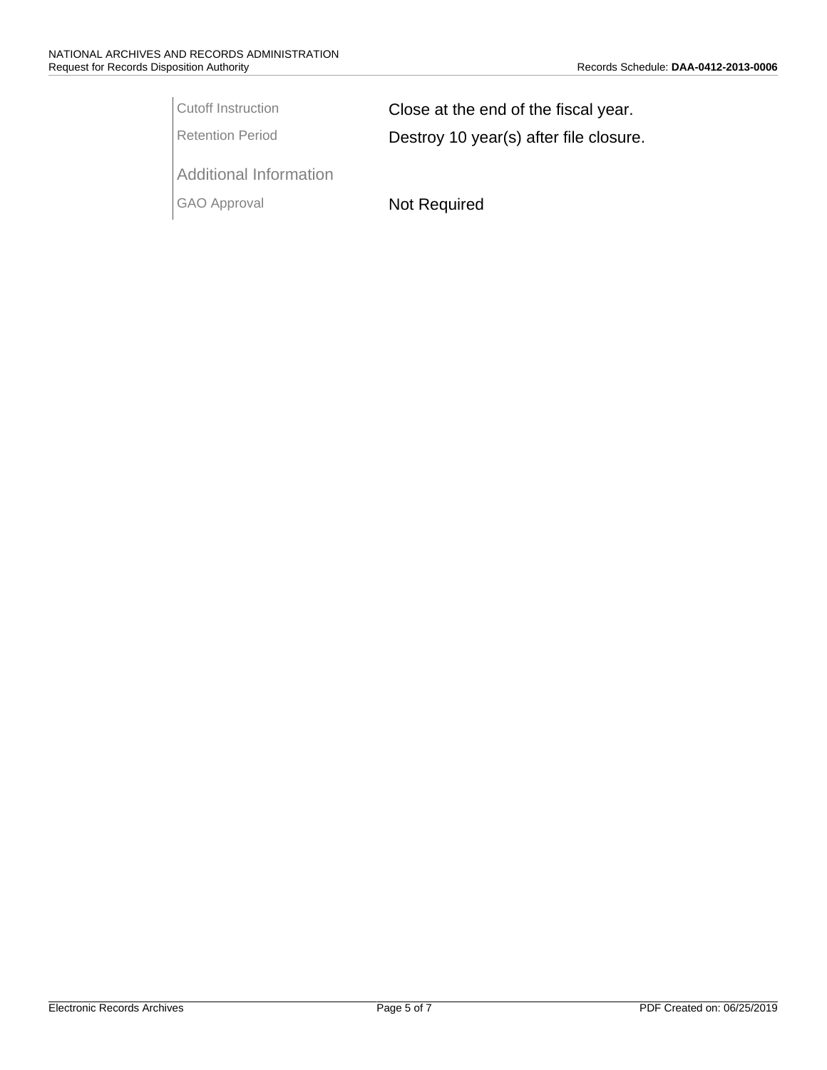| | |
|---|---|
| Cutoff Instruction | Close at the end of the fiscal year. |
| Retention Period | Destroy 10 year(s) after file closure. |

Additional Information

| | |
|---|---|
| GAO Approval | Not Required |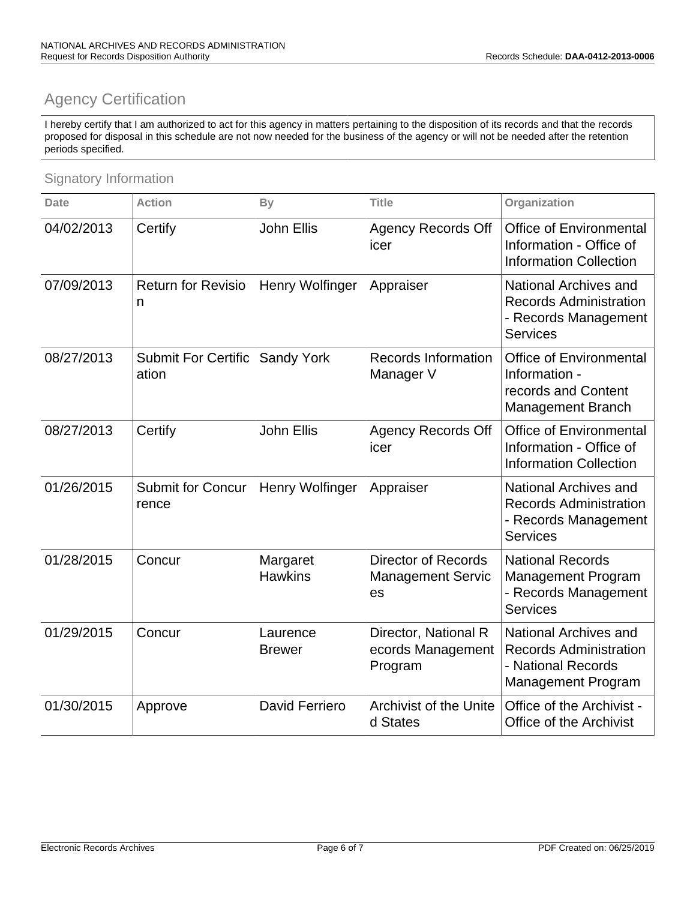## Agency Certification

I hereby certify that I am authorized to act for this agency in matters pertaining to the disposition of its records and that the records proposed for disposal in this schedule are not now needed for the business of the agency or will not be needed after the retention periods specified.

### Signatory Information

| Date | Action | By | Title | Organization |
|---|---|---|---|---|
| 04/02/2013 | Certify | John Ellis | Agency Records Officer | Office of Environmental Information - Office of Information Collection |
| 07/09/2013 | Return for Revision | Henry Wolfinger | Appraiser | National Archives and Records Administration - Records Management Services |
| 08/27/2013 | Submit For Certification | Sandy York | Records Information Manager V | Office of Environmental Information - records and Content Management Branch |
| 08/27/2013 | Certify | John Ellis | Agency Records Officer | Office of Environmental Information - Office of Information Collection |
| 01/26/2015 | Submit for Concurrence | Henry Wolfinger | Appraiser | National Archives and Records Administration - Records Management Services |
| 01/28/2015 | Concur | Margaret Hawkins | Director of Records Management Services | National Records Management Program - Records Management Services |
| 01/29/2015 | Concur | Laurence Brewer | Director, National Records Management Program | National Archives and Records Administration - National Records Management Program |
| 01/30/2015 | Approve | David Ferriero | Archivist of the United States | Office of the Archivist - Office of the Archivist |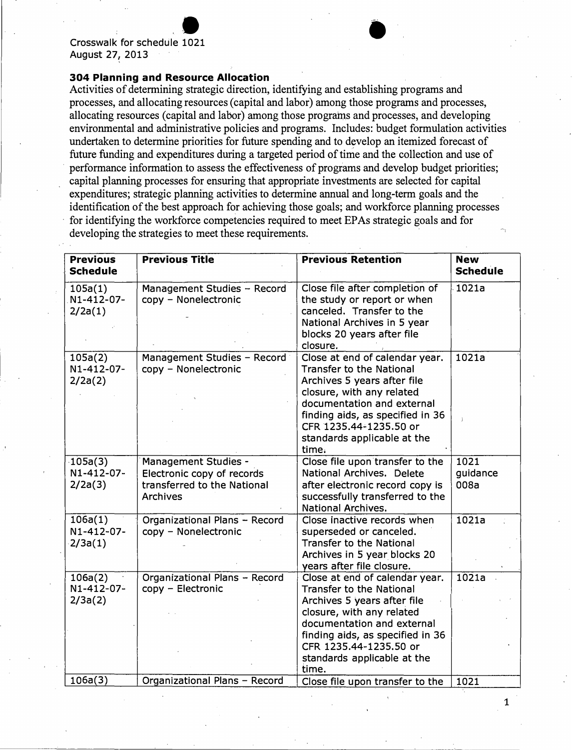Crosswalk for schedule 1021
August 27, 2013

### 304 Planning and Resource Allocation

Activities of determining strategic direction, identifying and establishing programs and processes, and allocating resources (capital and labor) among those programs and processes, allocating resources (capital and labor) among those programs and processes, and developing environmental and administrative policies and programs. Includes: budget formulation activities undertaken to determine priorities for future spending and to develop an itemized forecast of future funding and expenditures during a targeted period of time and the collection and use of performance information to assess the effectiveness of programs and develop budget priorities; capital planning processes for ensuring that appropriate investments are selected for capital expenditures; strategic planning activities to determine annual and long-term goals and the identification of the best approach for achieving those goals; and workforce planning processes for identifying the workforce competencies required to meet EPAs strategic goals and for developing the strategies to meet these requirements.

| Previous Schedule | Previous Title | Previous Retention | New Schedule |
|---|---|---|---|
| 105a(1) N1-412-07-2/2a(1) | Management Studies – Record copy – Nonelectronic | Close file after completion of the study or report or when canceled. Transfer to the National Archives in 5 year blocks 20 years after file closure. | 1021a |
| 105a(2) N1-412-07-2/2a(2) | Management Studies – Record copy – Nonelectronic | Close at end of calendar year. Transfer to the National Archives 5 years after file closure, with any related documentation and external finding aids, as specified in 36 CFR 1235.44-1235.50 or standards applicable at the time. | 1021a |
| 105a(3) N1-412-07-2/2a(3) | Management Studies - Electronic copy of records transferred to the National Archives | Close file upon transfer to the National Archives. Delete after electronic record copy is successfully transferred to the National Archives. | 1021 guidance 008a |
| 106a(1) N1-412-07-2/3a(1) | Organizational Plans – Record copy – Nonelectronic | Close inactive records when superseded or canceled. Transfer to the National Archives in 5 year blocks 20 years after file closure. | 1021a |
| 106a(2) N1-412-07-2/3a(2) | Organizational Plans – Record copy – Electronic | Close at end of calendar year. Transfer to the National Archives 5 years after file closure, with any related documentation and external finding aids, as specified in 36 CFR 1235.44-1235.50 or standards applicable at the time. | 1021a |
| 106a(3) | Organizational Plans – Record | Close file upon transfer to the | 1021 |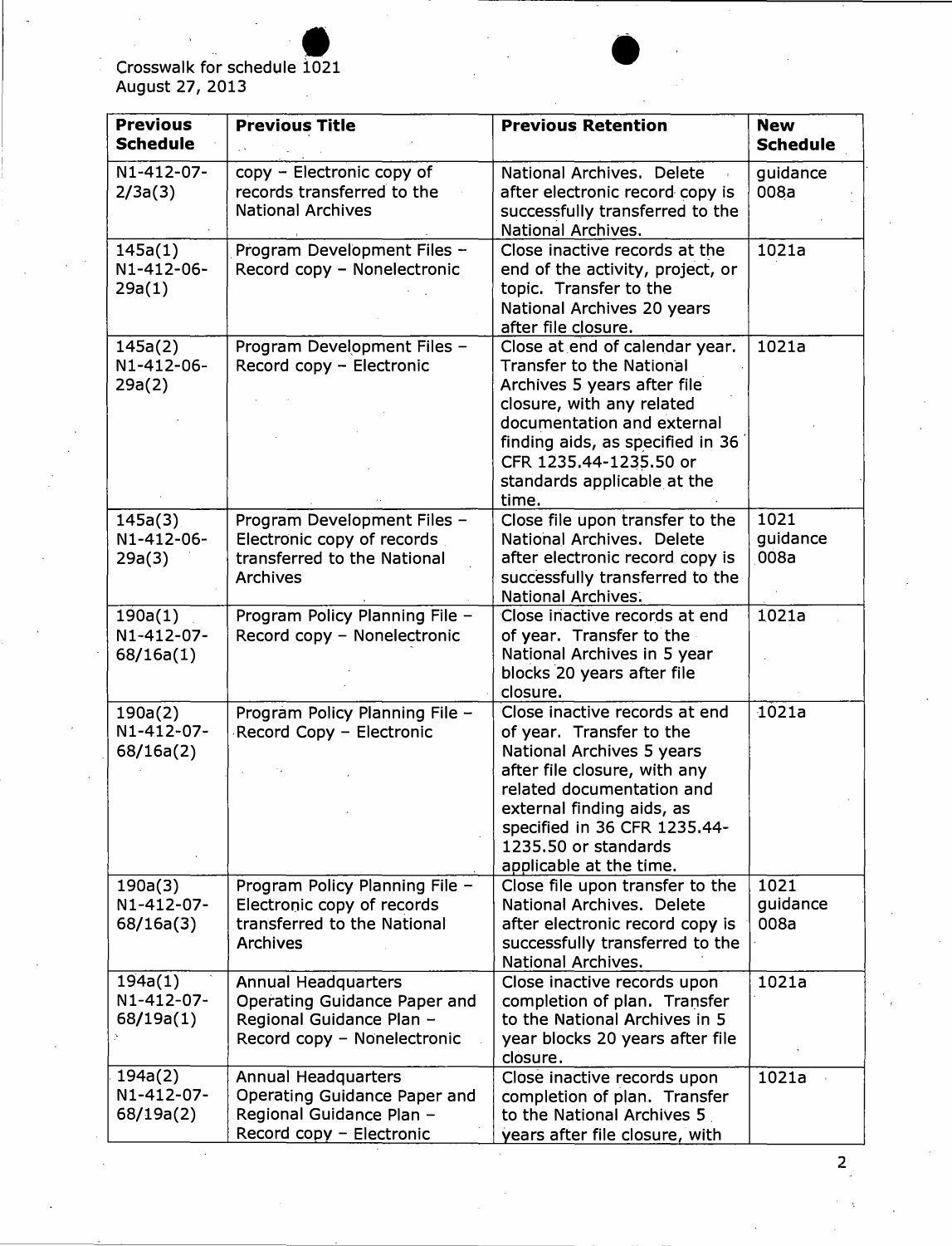Crosswalk for schedule 1021
August 27, 2013

| Previous Schedule | Previous Title | Previous Retention | New Schedule |
|---|---|---|---|
| N1-412-07-2/3a(3) | copy – Electronic copy of records transferred to the National Archives | National Archives. Delete after electronic record copy is successfully transferred to the National Archives. | guidance 008a |
| 145a(1) N1-412-06-29a(1) | Program Development Files – Record copy – Nonelectronic | Close inactive records at the end of the activity, project, or topic. Transfer to the National Archives 20 years after file closure. | 1021a |
| 145a(2) N1-412-06-29a(2) | Program Development Files – Record copy – Electronic | Close at end of calendar year. Transfer to the National Archives 5 years after file closure, with any related documentation and external finding aids, as specified in 36 CFR 1235.44-1235.50 or standards applicable at the time. | 1021a |
| 145a(3) N1-412-06-29a(3) | Program Development Files – Electronic copy of records transferred to the National Archives | Close file upon transfer to the National Archives. Delete after electronic record copy is successfully transferred to the National Archives. | 1021 guidance 008a |
| 190a(1) N1-412-07-68/16a(1) | Program Policy Planning File – Record copy – Nonelectronic | Close inactive records at end of year. Transfer to the National Archives in 5 year blocks 20 years after file closure. | 1021a |
| 190a(2) N1-412-07-68/16a(2) | Program Policy Planning File – Record Copy – Electronic | Close inactive records at end of year. Transfer to the National Archives 5 years after file closure, with any related documentation and external finding aids, as specified in 36 CFR 1235.44-1235.50 or standards applicable at the time. | 1021a |
| 190a(3) N1-412-07-68/16a(3) | Program Policy Planning File – Electronic copy of records transferred to the National Archives | Close file upon transfer to the National Archives. Delete after electronic record copy is successfully transferred to the National Archives. | 1021 guidance 008a |
| 194a(1) N1-412-07-68/19a(1) | Annual Headquarters Operating Guidance Paper and Regional Guidance Plan – Record copy – Nonelectronic | Close inactive records upon completion of plan. Transfer to the National Archives in 5 year blocks 20 years after file closure. | 1021a |
| 194a(2) N1-412-07-68/19a(2) | Annual Headquarters Operating Guidance Paper and Regional Guidance Plan – Record copy – Electronic | Close inactive records upon completion of plan. Transfer to the National Archives 5 years after file closure, with | 1021a |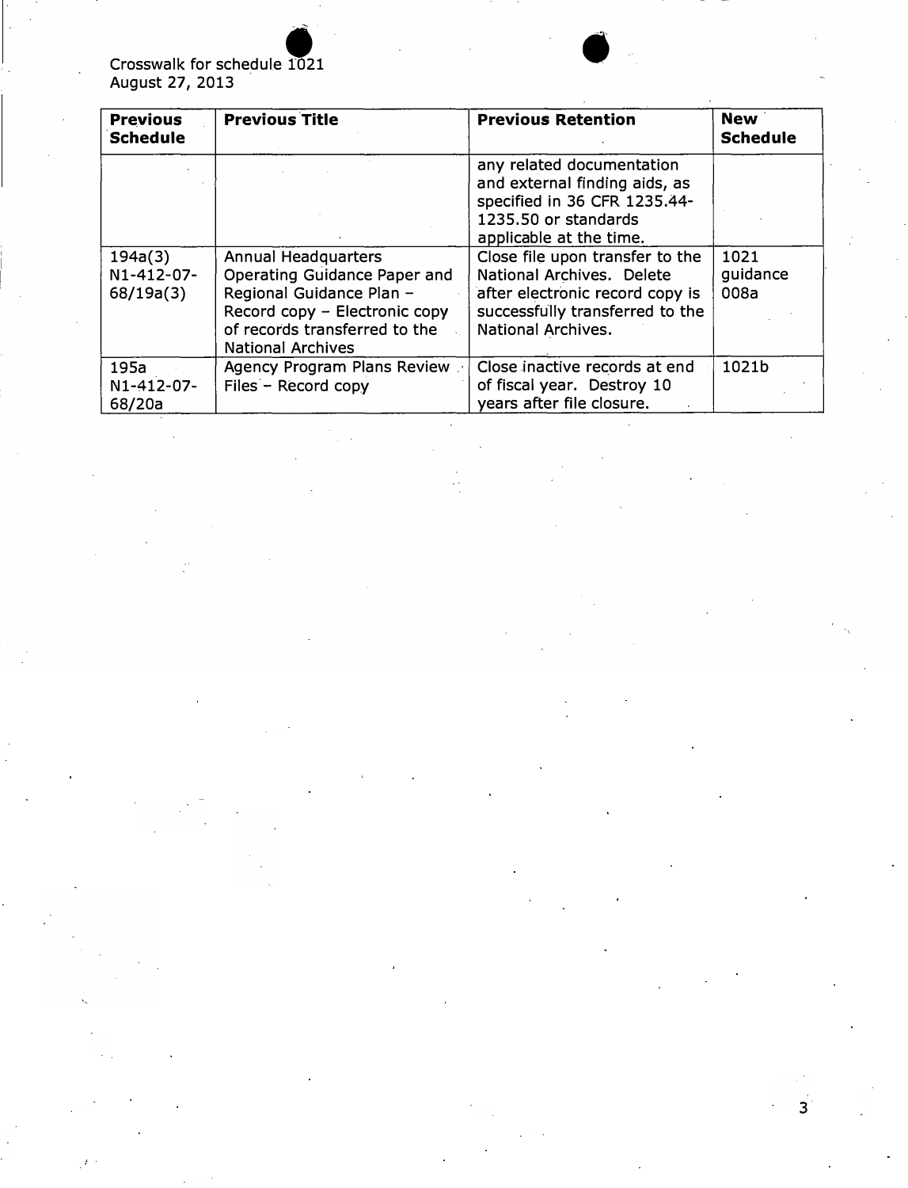Crosswalk for schedule 1021
August 27, 2013

| Previous Schedule | Previous Title | Previous Retention | New Schedule |
|---|---|---|---|
| | | any related documentation and external finding aids, as specified in 36 CFR 1235.44-1235.50 or standards applicable at the time. | |
| 194a(3) N1-412-07-68/19a(3) | Annual Headquarters Operating Guidance Paper and Regional Guidance Plan – Record copy – Electronic copy of records transferred to the National Archives | Close file upon transfer to the National Archives. Delete after electronic record copy is successfully transferred to the National Archives. | 1021 guidance 008a |
| 195a N1-412-07-68/20a | Agency Program Plans Review Files – Record copy | Close inactive records at end of fiscal year. Destroy 10 years after file closure. | 1021b |